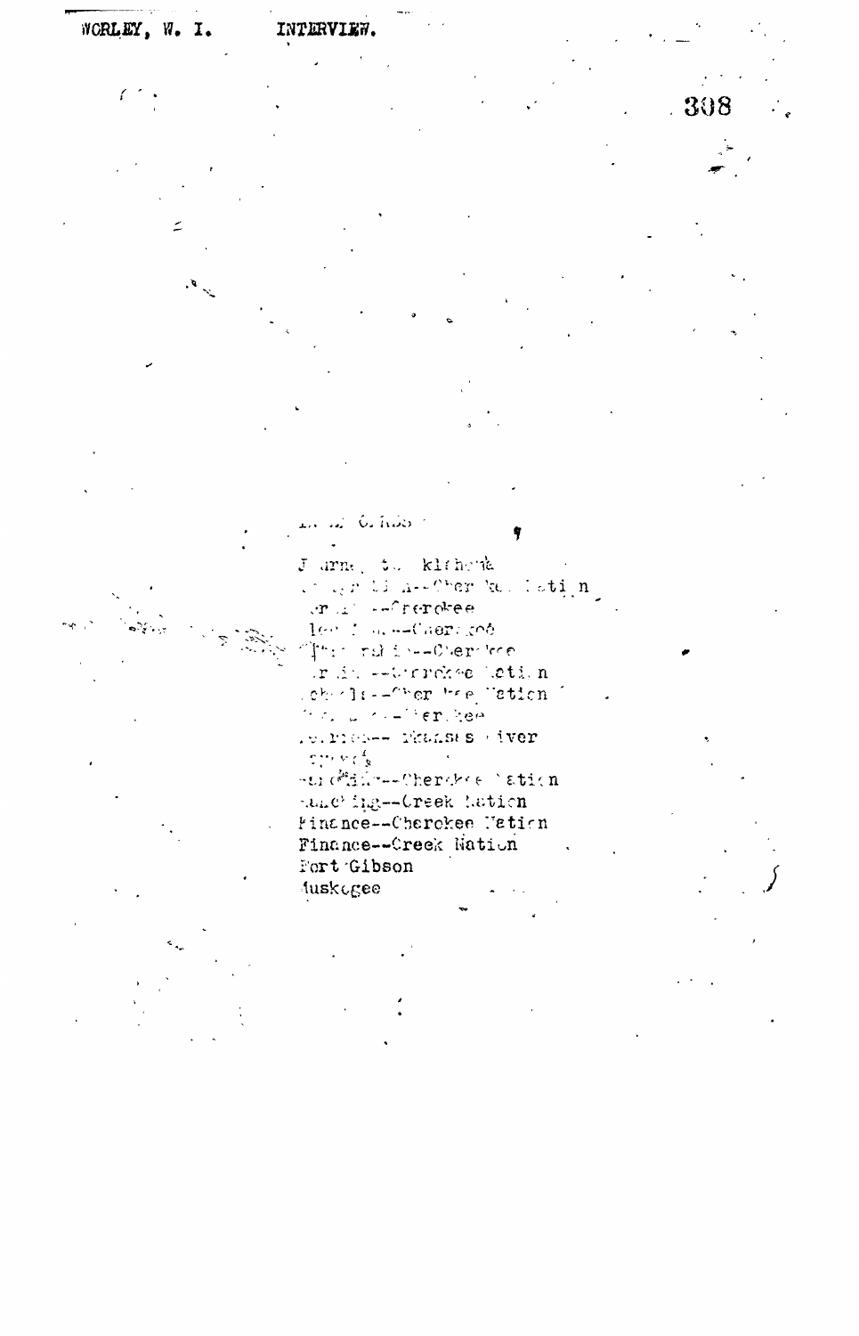INDIAN-PIONEER HISTORY

Journey to Oklahoma
Immigration--Cherokee Nation
Burial--Cherokee
Allotment--Cherokee
Intermarriage--Cherokee
Ranching--Cherokee Nation
Schools--Cherokee Nation
Land--Cherokee
Ferries--Arkansas River
Springs
Merchandising--Cherokee Nation
Ranching--Creek Nation
Finance--Cherokee Nation
Finance--Creek Nation
Fort Gibson
Muskogee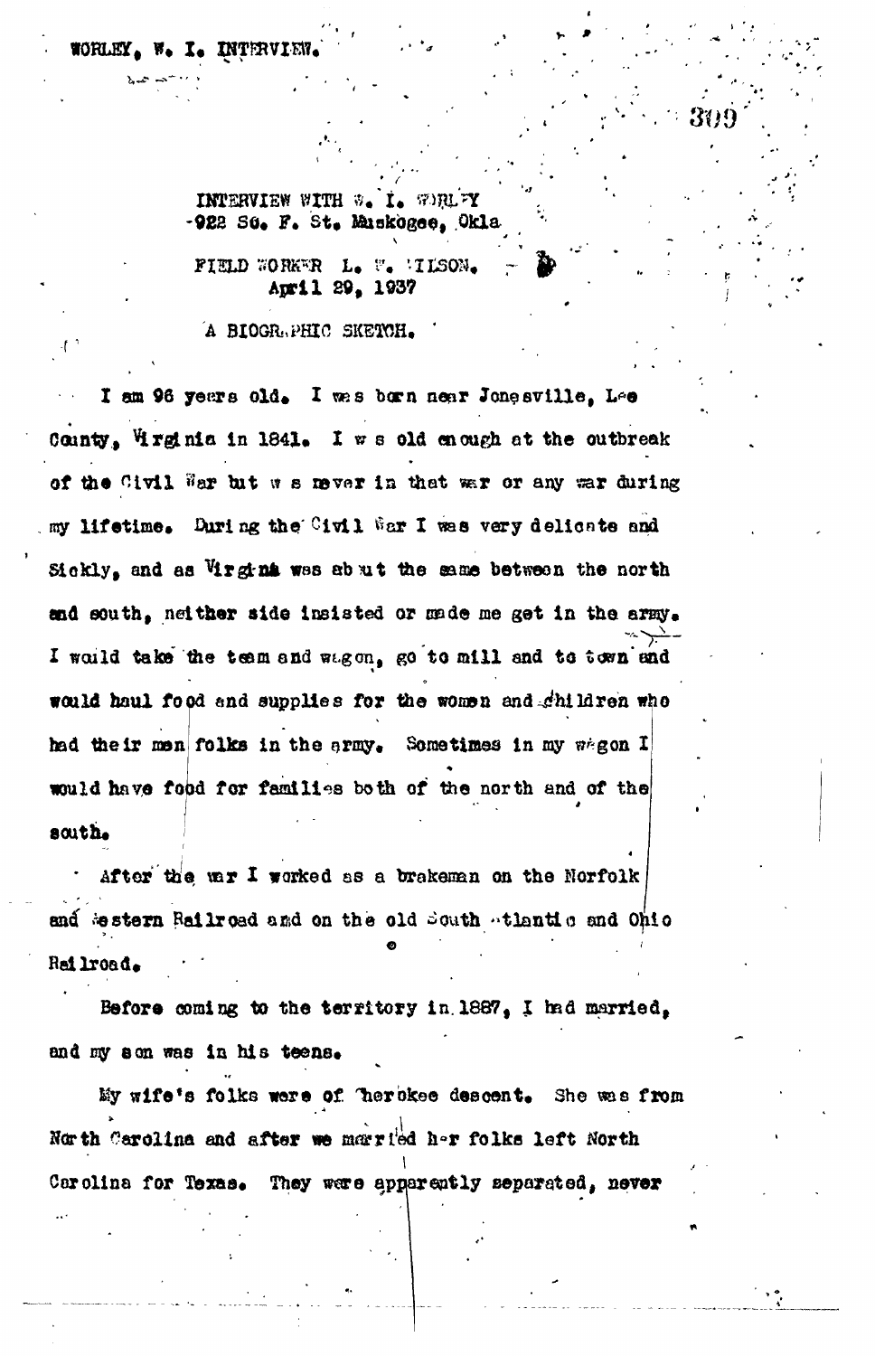INTERVIEW WITH W. I. WORLEY
922 So. F. St. Muskogee, Okla.

FIELD WORKER L. W. WILSON.
April 29, 1937

A BIOGRAPHIC SKETCH.

I am 96 years old. I was born near Jonesville, Lee County, Virginia in 1841. I was old enough at the outbreak of the Civil War but was never in that war or any war during my lifetime. During the Civil War I was very delicate and Sickly, and as Virginia was about the same between the north and south, neither side insisted or made me get in the army. I would take the team and wagon, go to mill and to town and would haul food and supplies for the women and children who had their men folks in the army. Sometimes in my wagon I would have food for families both of the north and of the south.

After the war I worked as a brakeman on the Norfolk and Western Railroad and on the old South Atlantic and Ohio Railroad.

Before coming to the territory in 1887, I had married, and my son was in his teens.

My wife's folks were of Cherokee descent. She was from North Carolina and after we married her folks left North Carolina for Texas. They were apparently separated, never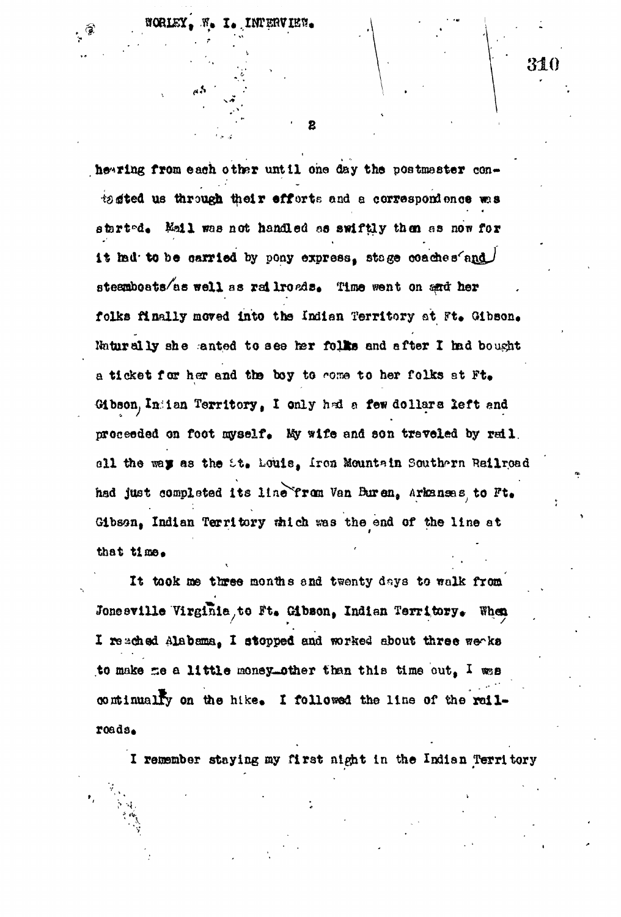hearing from each other until one day the postmaster contacted us through their efforts and a correspondence was started. Mail was not handled as swiftly then as now for it had to be carried by pony express, stage coaches and steamboats as well as railroads. Time went on and her folks finally moved into the Indian Territory at Ft. Gibson. Naturally she wanted to see her folks and after I had bought a ticket for her and the boy to come to her folks at Ft. Gibson, Indian Territory, I only had a few dollars left and proceeded on foot myself. My wife and son traveled by rail all the way as the St. Louis, Iron Mountain Southern Railroad had just completed its line from Van Buren, Arkansas, to Ft. Gibson, Indian Territory which was the end of the line at that time.

It took me three months and twenty days to walk from Jonesville Virginia, to Ft. Gibson, Indian Territory. When I reached Alabama, I stopped and worked about three weeks to make me a little money—other than this time out, I was continually on the hike. I followed the line of the railroads.

I remember staying my first night in the Indian Territory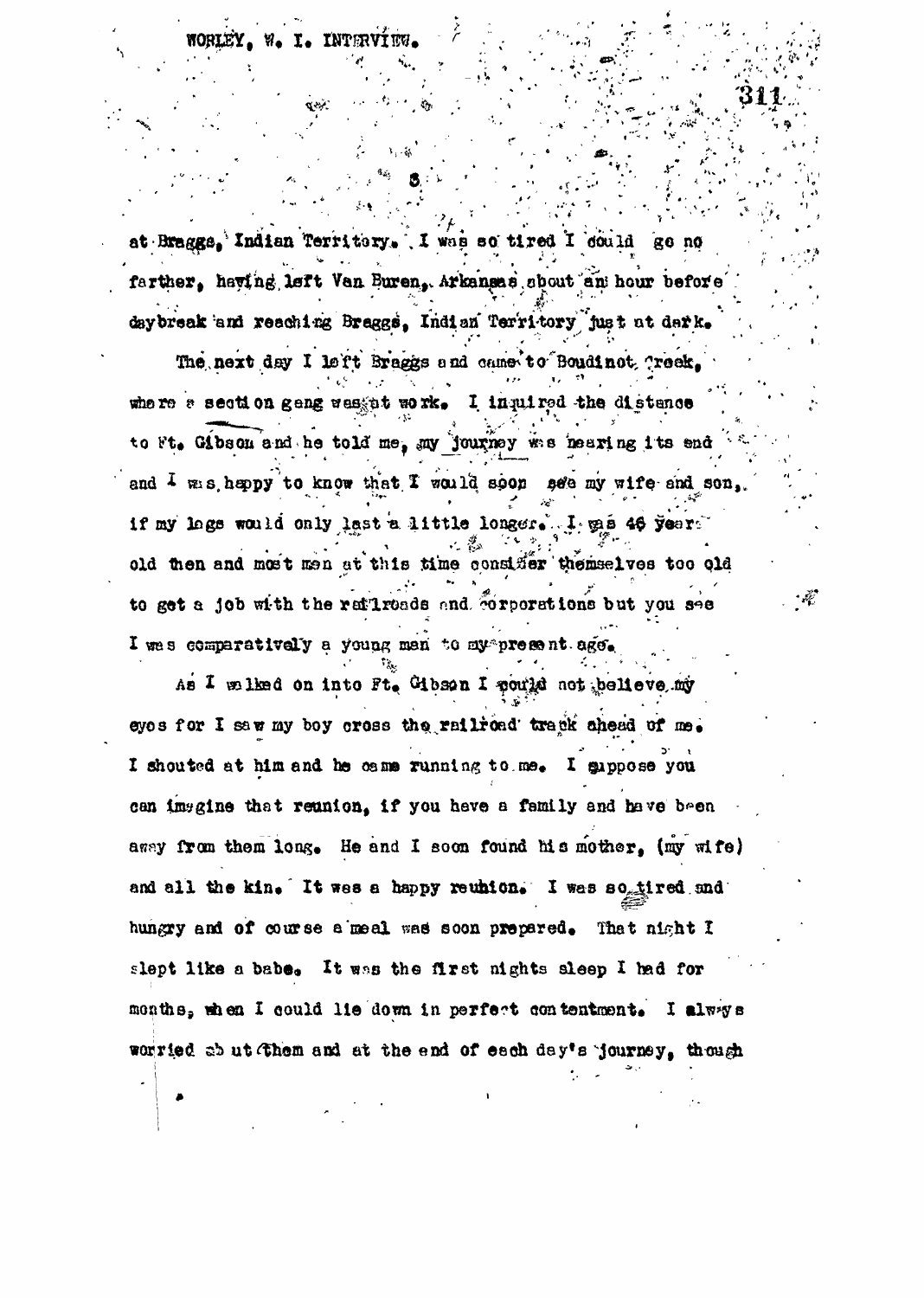at Braggs, Indian Territory. I was so tired I could go no farther, having left Van Buren, Arkansas about an hour before daybreak and reaching Braggs, Indian Territory just at dark.

The next day I left Braggs and came to Boudinot Creek, where a section gang was at work. I inquired the distance to Ft. Gibson and he told me, my journey was nearing its end and I was happy to know that I would soon see my wife and son, if my legs would only last a little longer. I was 46 years old then and most men at this time consider themselves too old to get a job with the railroads and corporations but you see I was comparatively a young man to my present age.

As I walked on into Ft. Gibson I could not believe my eyes for I saw my boy cross the railroad track ahead of me. I shouted at him and he came running to me. I suppose you can imagine that reunion, if you have a family and have been away from them long. He and I soon found his mother, (my wife) and all the kin. It was a happy reunion. I was so tired and hungry and of course a meal was soon prepared. That night I slept like a babe. It was the first nights sleep I had for months, when I could lie down in perfect contentment. I always worried about them and at the end of each day's journey, though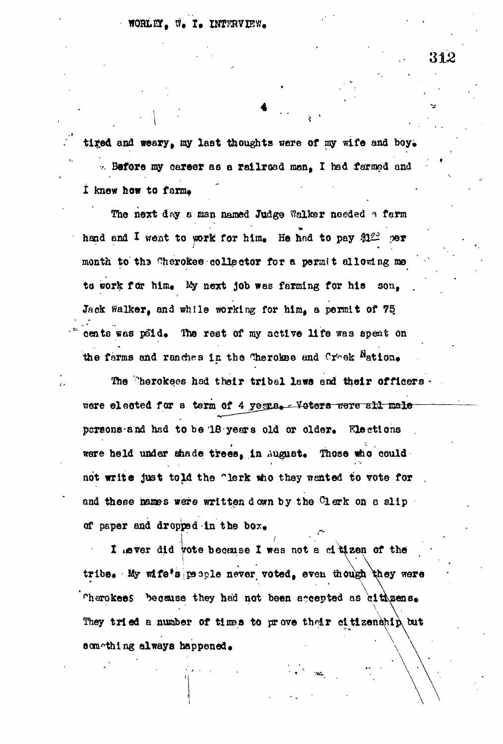tired and weary, my last thoughts were of my wife and boy.

Before my career as a railroad man, I had farmed and I knew how to farm.

The next day a man named Judge Walker needed a farm hand and I went to work for him. He had to pay $1.00 per month to the Cherokee collector for a permit allowing me to work for him. My next job was farming for his son, Jack Walker, and while working for him, a permit of 75 cents was paid. The rest of my active life was spent on the farms and ranches in the Cherokee and Creek Nation.

The Cherokees had their tribal laws and their officers were elected for a term of 4 years. ~~Voters were all male~~ persons and had to be 18 years old or older. Elections were held under shade trees, in August. Those who could not write just told the Clerk who they wanted to vote for and these names were written down by the Clerk on a slip of paper and dropped in the box.

I never did vote because I was not a citizen of the tribe. My wife's people never voted, even though they were Cherokees because they had not been accepted as citizens. They tried a number of times to prove their citizenship but something always happened.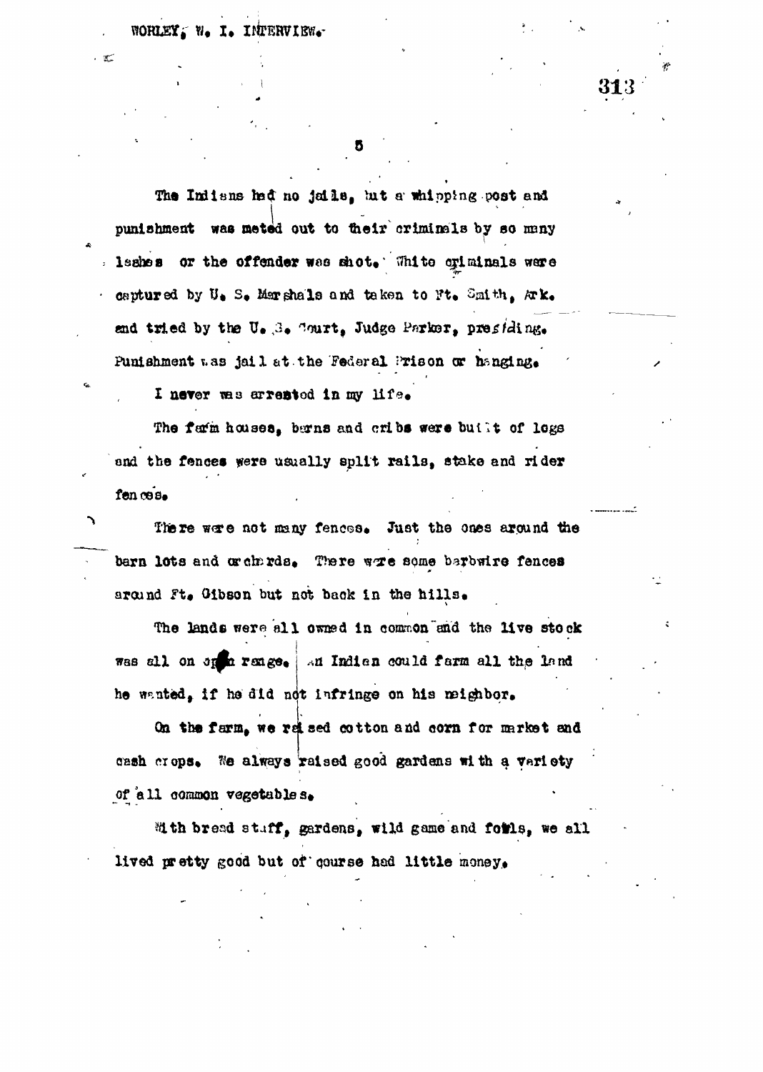The Indians had no jails, but a whipping post and punishment was meted out to their criminals by so many lashes or the offender was shot. White criminals were captured by U. S. Marshals and taken to Ft. Smith, Ark. and tried by the U. S. Court, Judge Parker, presiding. Punishment was jail at the Federal Prison or hanging.

I never was arrested in my life.

The farm houses, barns and cribs were built of logs and the fences were usually split rails, stake and rider fences.

There were not many fences. Just the ones around the barn lots and orchards. There were some barbwire fences around Ft. Gibson but not back in the hills.

The lands were all owned in common and the live stock was all on open range. An Indian could farm all the land he wanted, if he did not infringe on his neighbor.

On the farm, we raised cotton and corn for market and cash crops. We always raised good gardens with a variety of all common vegetables.

With bread stuff, gardens, wild game and fowls, we all lived pretty good but of course had little money.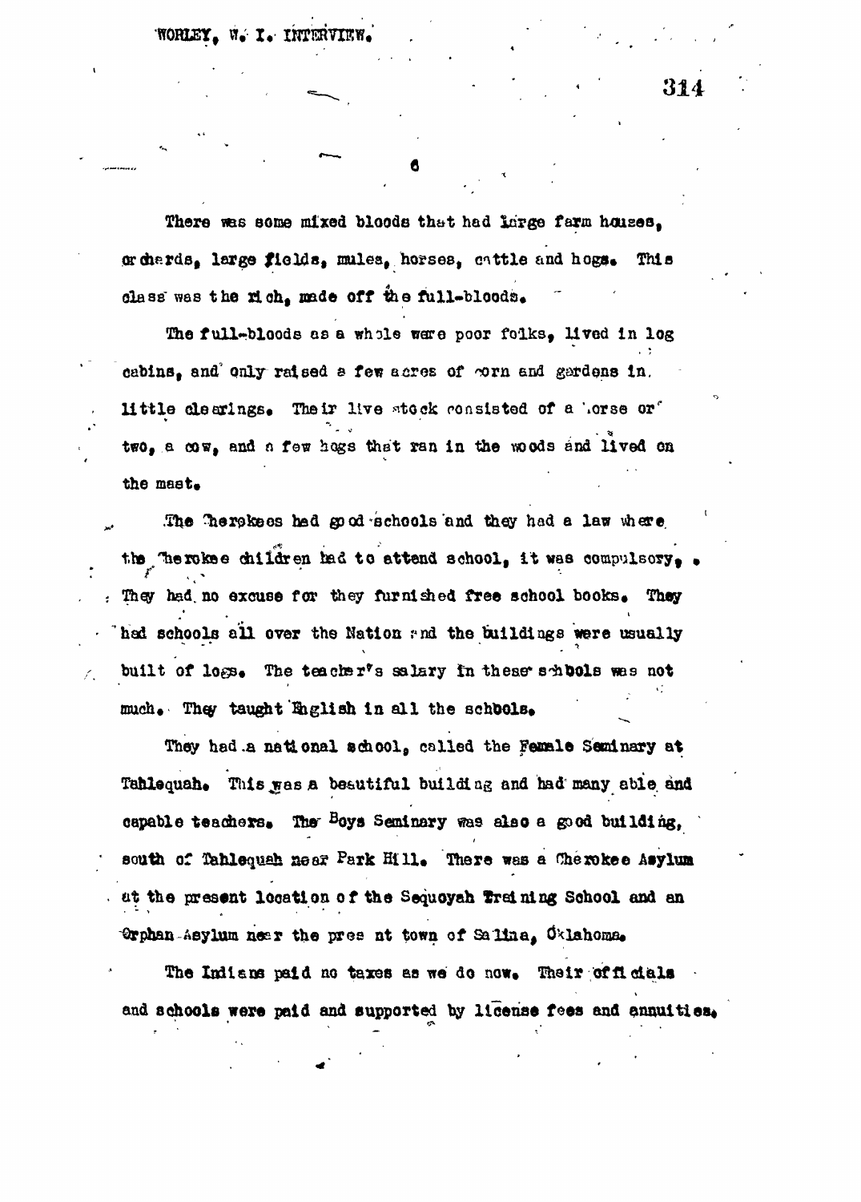There was some mixed bloods that had large farm houses, orchards, large fields, mules, horses, cattle and hogs. This class was the rich, made off the full-bloods.

The full-bloods as a whole were poor folks, lived in log cabins, and only raised a few acres of corn and gardens in little clearings. Their live stock consisted of a horse or two, a cow, and a few hogs that ran in the woods and lived on the mast.

The Cherokees had good schools and they had a law where the Cherokee children had to attend school, it was compulsory. They had no excuse for they furnished free school books. They had schools all over the Nation and the buildings were usually built of logs. The teacher's salary in these schools was not much. They taught English in all the schools.

They had a national school, called the Female Seminary at Tahlequah. This was a beautiful building and had many able and capable teachers. The Boys Seminary was also a good building, south of Tahlequah near Park Hill. There was a Cherokee Asylum at the present location of the Sequoyah Training School and an Orphan Asylum near the present town of Salina, Oklahoma.

The Indians paid no taxes as we do now. Their officials and schools were paid and supported by license fees and annuities.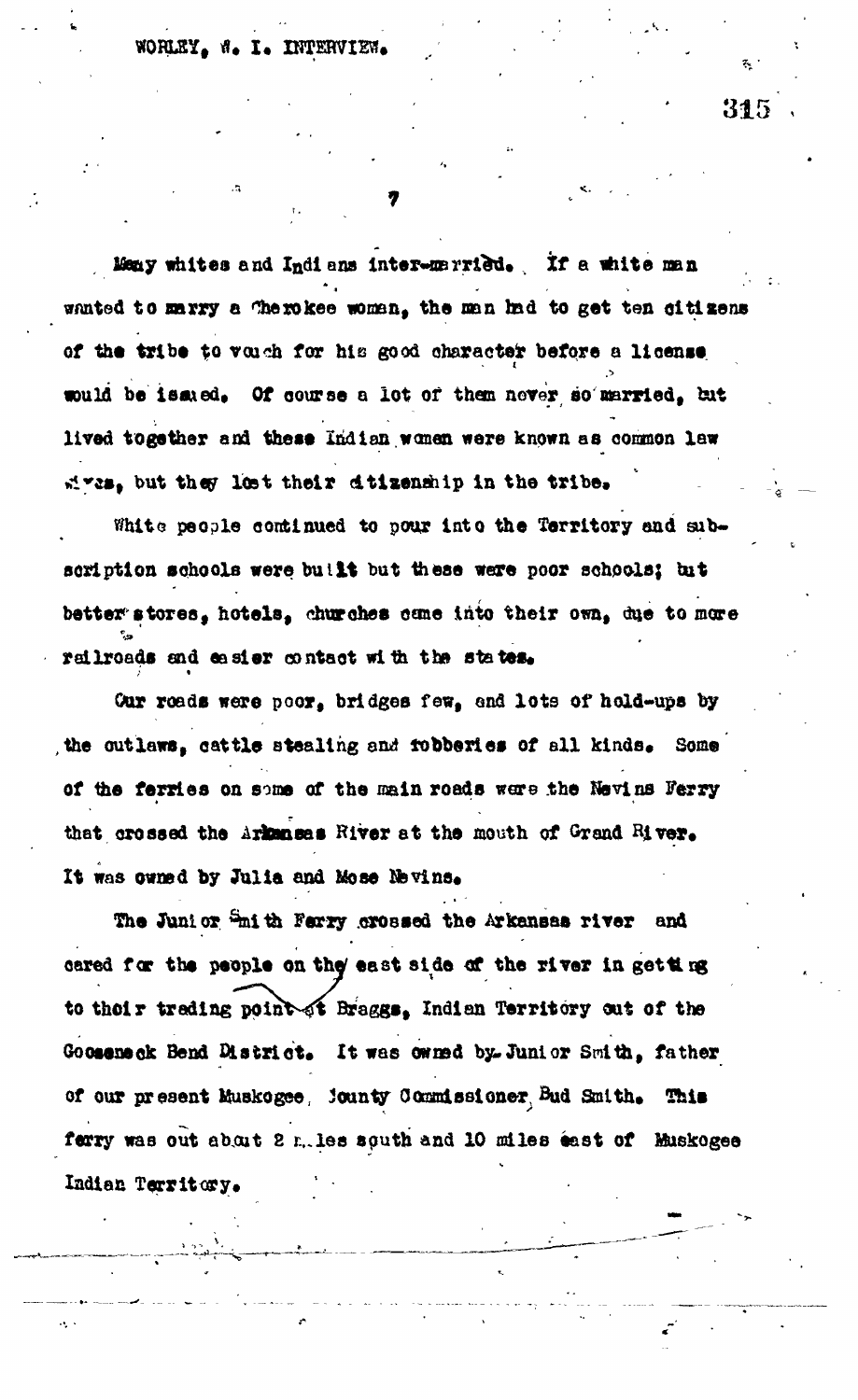Many whites and Indians inter-married. If a white man wanted to marry a Cherokee woman, the man had to get ten citizens of the tribe to vouch for his good character before a license would be issued. Of course a lot of them never so married, but lived together and these Indian women were known as common law wives, but they lost their citizenship in the tribe.

White people continued to pour into the Territory and subscription schools were built but these were poor schools; but better stores, hotels, churches came into their own, due to more railroads and easier contact with the states.

Our roads were poor, bridges few, and lots of hold-ups by the outlaws, cattle stealing and robberies of all kinds. Some of the ferries on some of the main roads were the Nevins Ferry that crossed the Arkansas River at the mouth of Grand River. It was owned by Julia and Mose Nevins.

The Junior Smith Ferry crossed the Arkansas river and cared for the people on the east side of the river in getting to their trading point at Braggs, Indian Territory out of the Gooseneck Bend District. It was owned by Junior Smith, father of our present Muskogee County Commissioner Bud Smith. This ferry was out about 2 miles south and 10 miles east of Muskogee Indian Territory.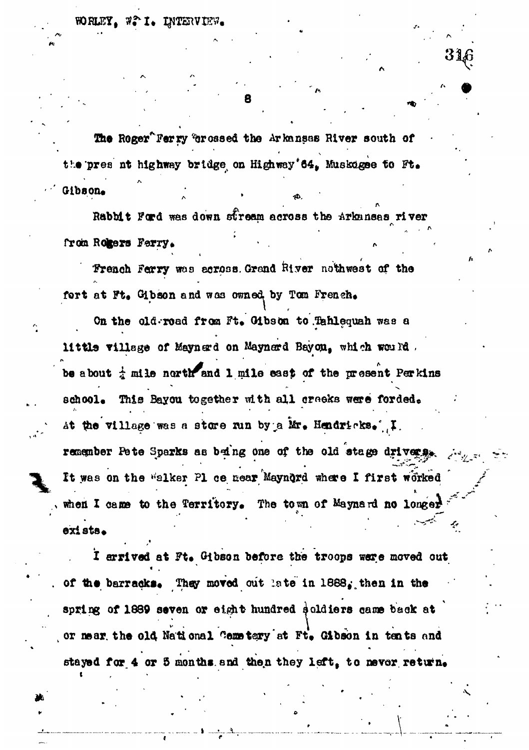The Roger Ferry crossed the Arkansas River south of the present highway bridge on Highway 64, Muskogee to Ft. Gibson.

Rabbit Ford was down stream across the Arkansas river from Rogers Ferry.

French Ferry was across Grand River nothwest of the fort at Ft. Gibson and was owned by Tom French.

On the old road from Ft. Gibson to Tahlequah was a little village of Maynard on Maynard Bayou, which would be about ¼ mile north and 1 mile east of the present Perkins school. This Bayou together with all creeks were forded. At the village was a store run by a Mr. Hendricks. I remember Pete Sparks as being one of the old stage drivers. It was on the Walker Place near Maynard where I first worked when I came to the Territory. The town of Maynard no longer exists.

I arrived at Ft. Gibson before the troops were moved out of the barracks. They moved out late in 1888, then in the spring of 1889 seven or eight hundred soldiers came back at or near the old National Cemetery at Ft. Gibson in tents and stayed for 4 or 5 months and then they left, to never return.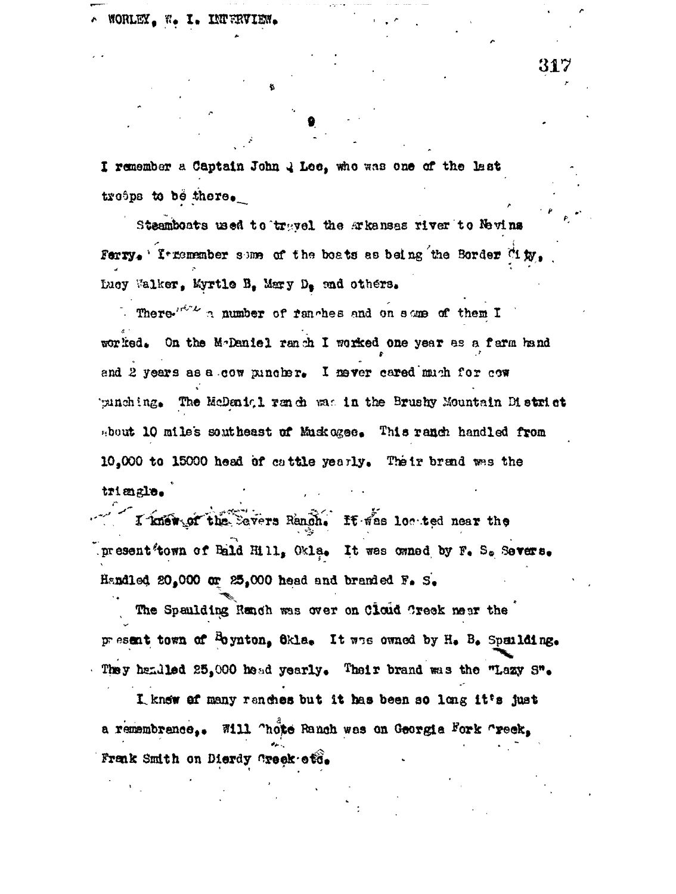I remember a Captain John J Lee, who was one of the last troops to be there.

Steamboats used to travel the Arkansas river to Nevins Ferry. I remember some of the boats as being the Border City, Lucy Walker, Myrtle B, Mary D, and others.

There were a number of ranches and on some of them I worked. On the McDaniel ranch I worked one year as a farm hand and 2 years as a cow puncher. I never cared much for cow punching. The McDaniel ranch was in the Brushy Mountain District about 10 miles southeast of Muskogee. This ranch handled from 10,000 to 15000 head of cattle yearly. Their brand was the triangle.

I knew of the Severs Ranch. It was located near the present town of Bald Hill, Okla. It was owned by F. S. Severs. Handled 20,000 or 25,000 head and branded F. S.

The Spaulding Ranch was over on Cloud Creek near the present town of Boynton, Okla. It was owned by H. B. Spaulding. They handled 25,000 head yearly. Their brand was the "Lazy S".

I knew of many ranches but it has been so long it's just a remembrance. Will Choate Ranch was on Georgia Fork Creek, Frank Smith on Dierdy Creek etc.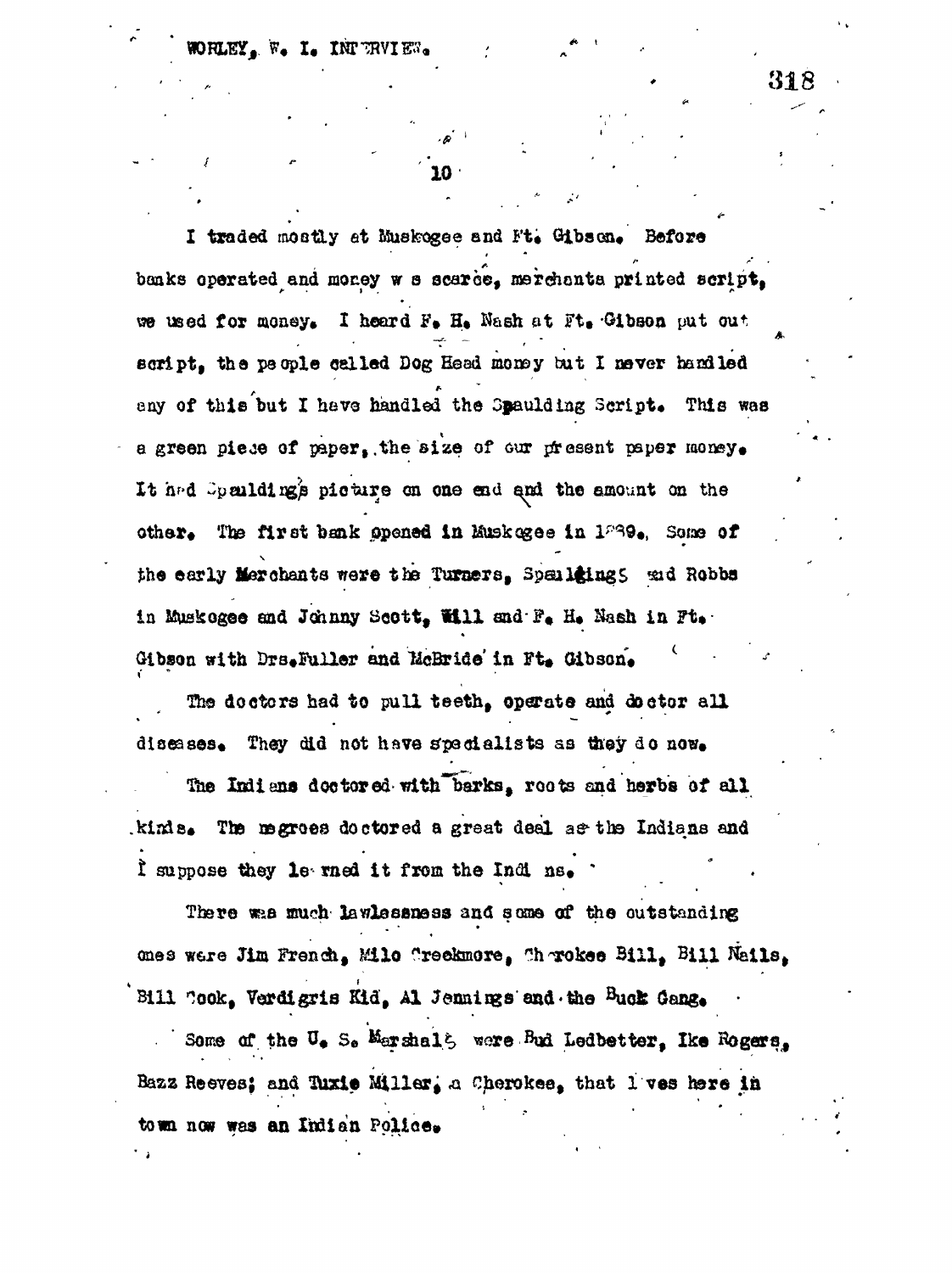I traded mostly at Muskogee and Ft. Gibson. Before banks operated and money w s scarce, merchants printed script, we used for money. I heard F. H. Nash at Ft. Gibson put out script, the people called Dog Head money but I never handled any of this but I have handled the Spaulding Script. This was a green piece of paper, the size of our present paper money. It had Spaulding's picture on one end and the amount on the other. The first bank opened in Muskogee in 1889. Some of the early Merchants were the Turners, Spauldings and Robbs in Muskogee and Johnny Scott, Will and F. H. Nash in Ft. Gibson with Drs. Fuller and McBride in Ft. Gibson.

The doctors had to pull teeth, operate and doctor all diseases. They did not have specialists as they do now.

The Indians doctored with barks, roots and herbs of all kinds. The negroes doctored a great deal as the Indians and I suppose they learned it from the Indians.

There was much lawlessness and some of the outstanding ones were Jim French, Milo Creekmore, Cherokee Bill, Bill Nails, Bill Cook, Verdigris Kid, Al Jennings and the Buck Gang.

Some of the U. S. Marshals were Bud Ledbetter, Ike Rogers, Bazz Reeves; and Tuxie Miller, a Cherokee, that lives here in town now was an Indian Police.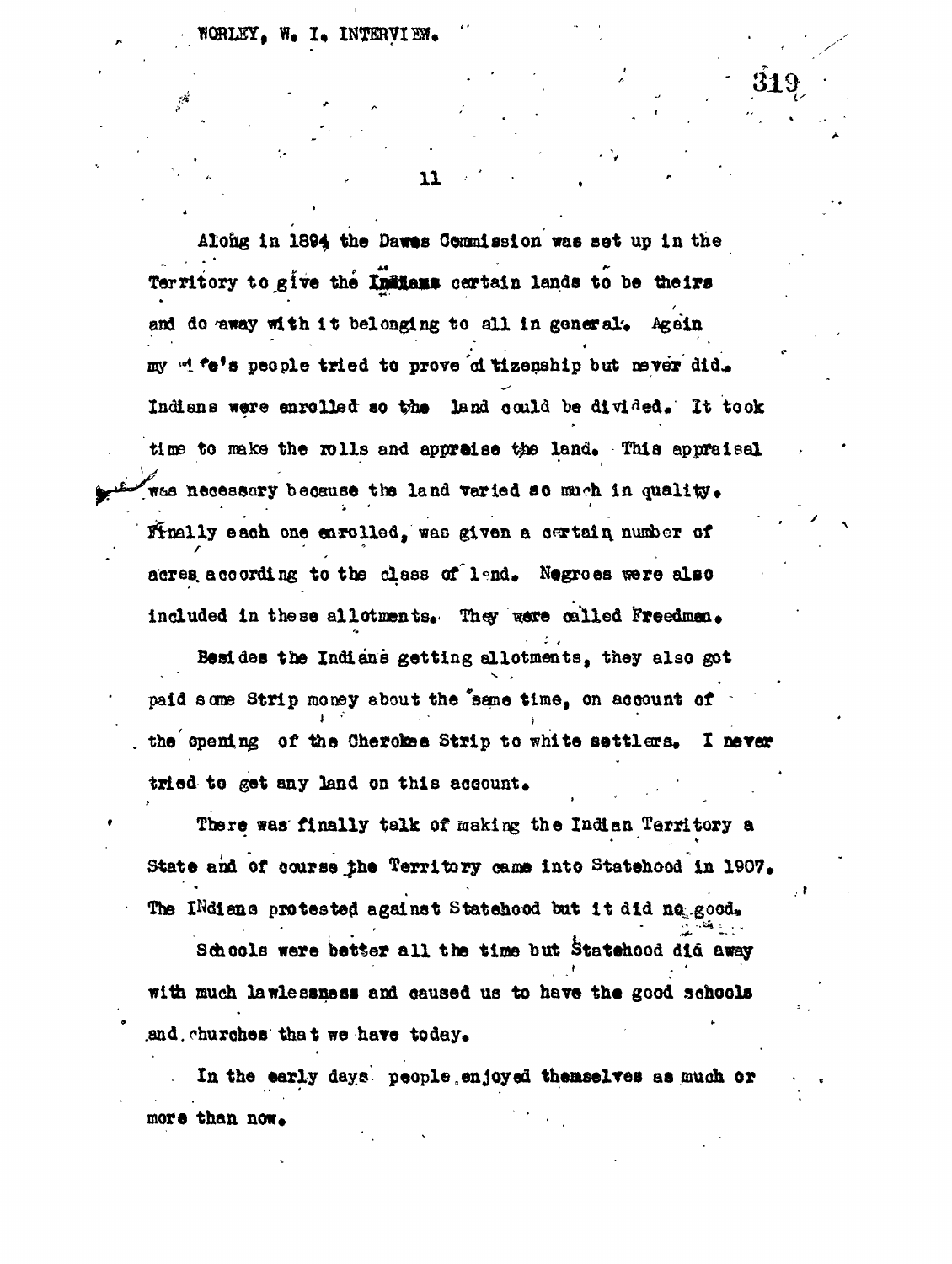Along in 1894 the Dawes Commission was set up in the Territory to give the Indians certain lands to be theirs and do away with it belonging to all in general. Again my wife's people tried to prove citizenship but never did. Indians were enrolled so the land could be divided. It took time to make the rolls and appraise the land. This appraisal was necessary because the land varied so much in quality. Finally each one enrolled, was given a certain number of acres according to the class of land. Negroes were also included in these allotments. They were called Freedmen.

Besides the Indians getting allotments, they also got paid some Strip money about the same time, on account of the opening of the Cherokee Strip to white settlers. I never tried to get any land on this account.

There was finally talk of making the Indian Territory a State and of course the Territory came into Statehood in 1907. The Indians protested against Statehood but it did no good.

Schools were better all the time but Statehood did away with much lawlessness and caused us to have the good schools and churches that we have today.

In the early days people enjoyed themselves as much or more than now.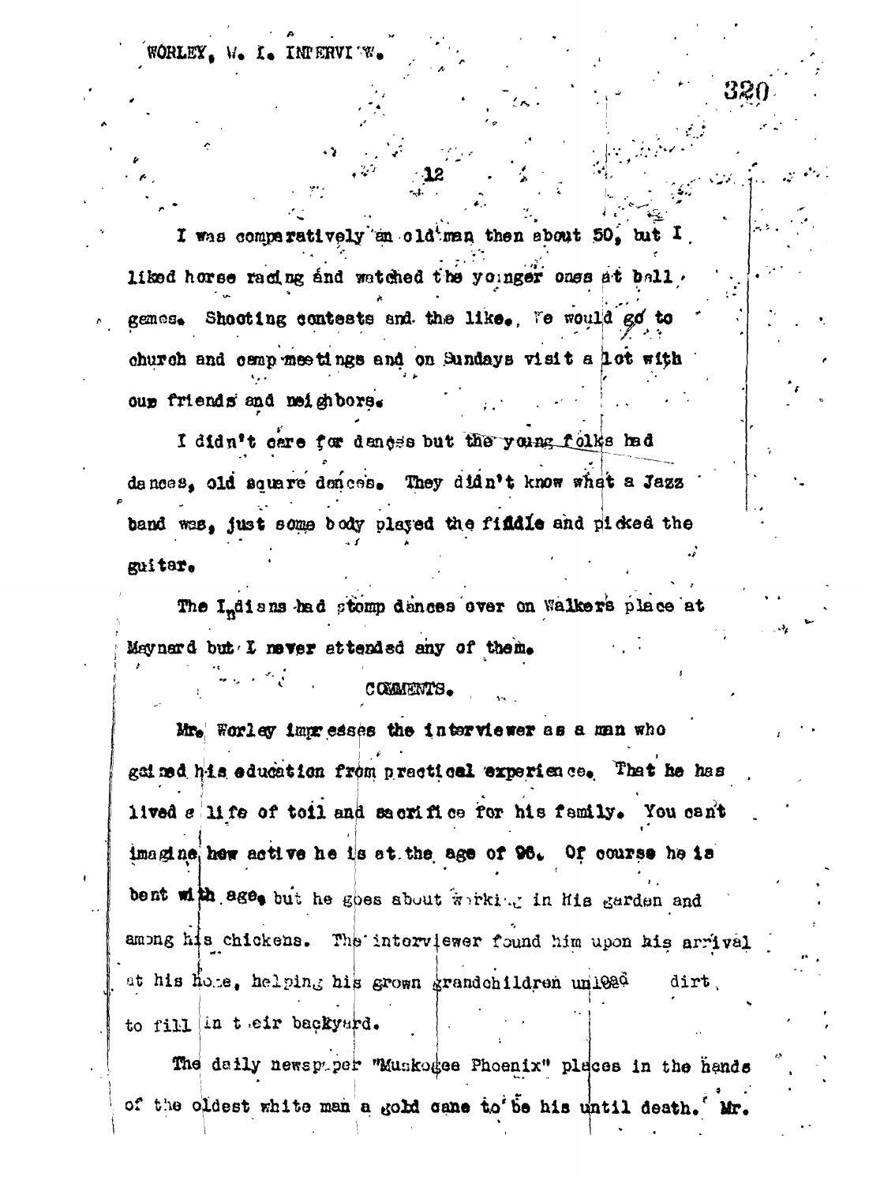I was comparatively an old man then about 50, but I liked horse racing and watched the younger ones at ball games. Shooting contests and the like. We would go to church and camp meetings and on Sundays visit a lot with our friends and neighbors.

I didn't care for dances but the young folks had dances, old square dances. They didn't know what a Jazz band was, just some body played the fiddle and picked the guitar.

The Indians had stomp dances over on Walker's place at Maynard but I never attended any of them.

## COMMENTS.

Mr. Worley impresses the interviewer as a man who gained his education from practical experience. That he has lived a life of toil and sacrifice for his family. You can't imagine how active he is at the age of 96. Of course he is bent with age, but he goes about working in his garden and among his chickens. The interviewer found him upon his arrival at his home, helping his grown grandchildren unload dirt to fill in their backyard.

The daily newspaper "Muskogee Phoenix" places in the hands of the oldest white man a gold cane to be his until death. Mr.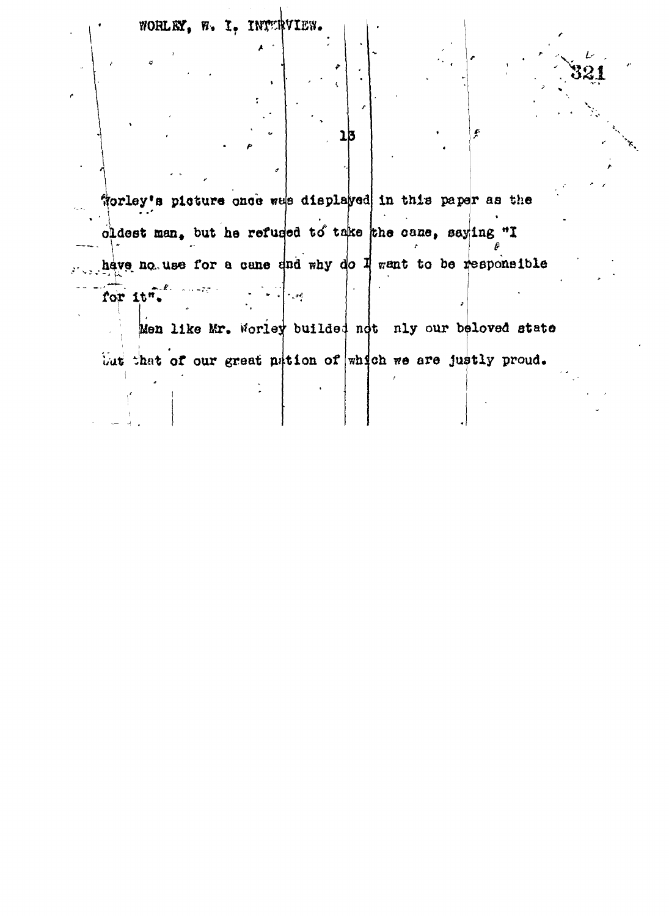Worley's picture once was displayed in this paper as the oldest man, but he refused to take the cane, saying "I have no use for a cane and why do I want to be responsible for it".

Men like Mr. Worley builded not nly our beloved state but that of our great nation of which we are justly proud.